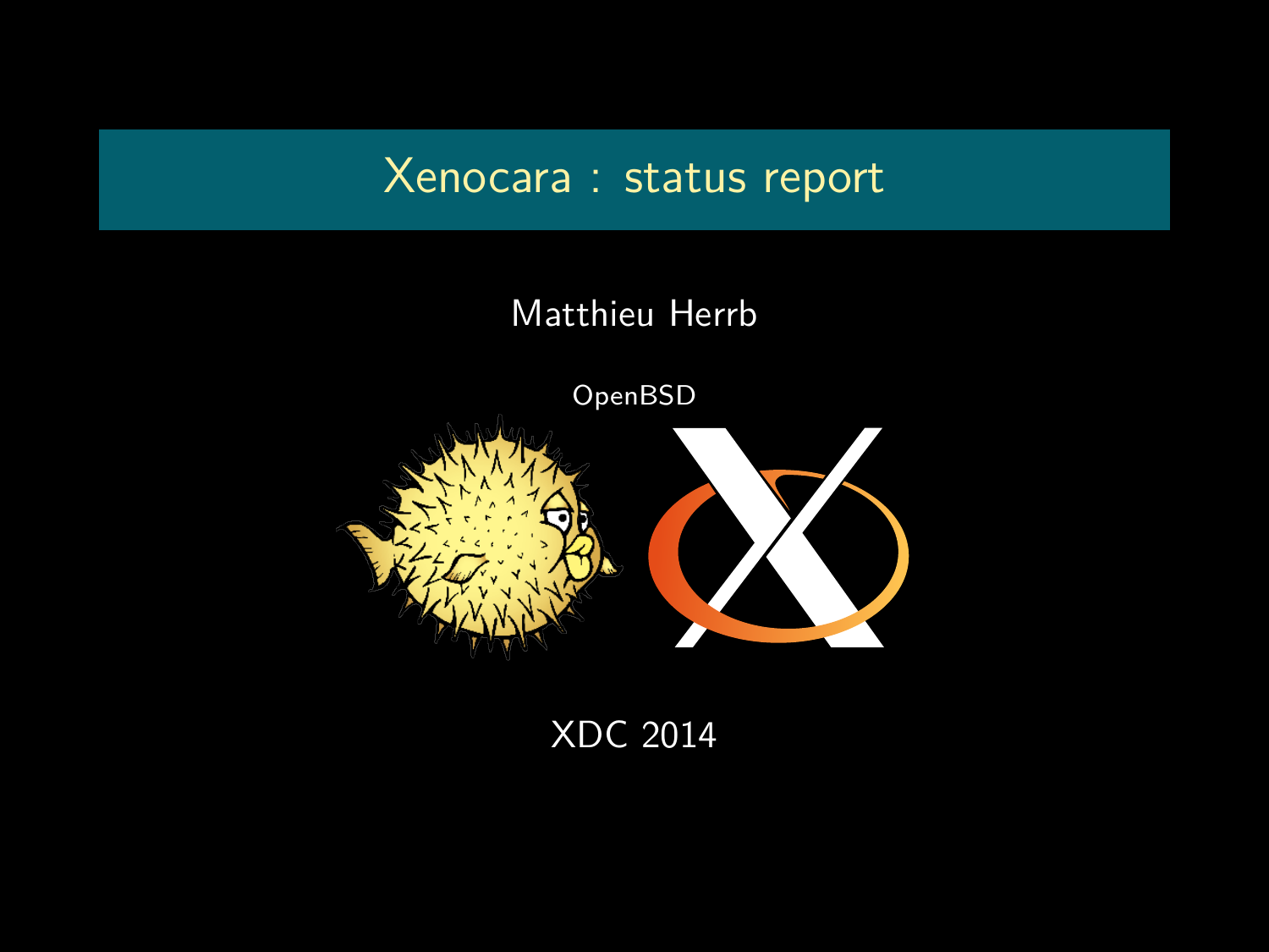# Xenocara : status report

Matthieu Herrb

OpenBSD

XDC 2014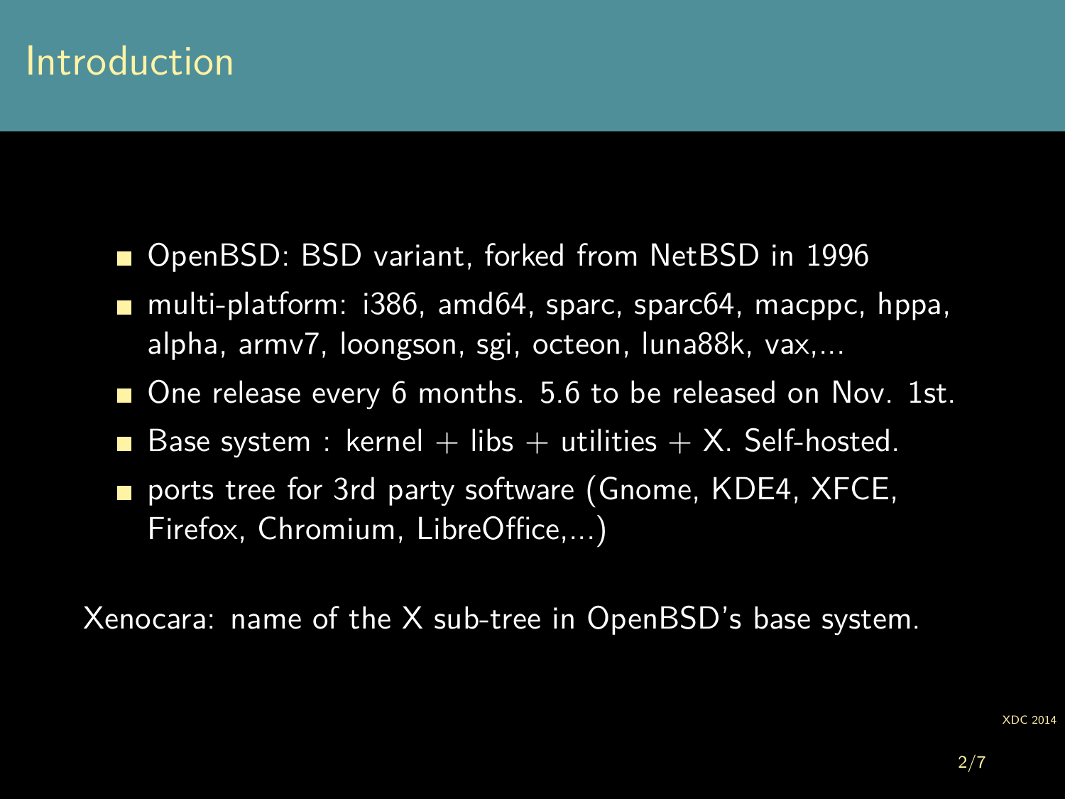# Introduction

- OpenBSD: BSD variant, forked from NetBSD in 1996
- multi-platform: i386, amd64, sparc, sparc64, macppc, hppa, alpha, armv7, loongson, sgi, octeon, luna88k, vax,...
- One release every 6 months. 5.6 to be released on Nov. 1st.
- Base system : kernel + libs + utilities + X. Self-hosted.
- ports tree for 3rd party software (Gnome, KDE4, XFCE, Firefox, Chromium, LibreOffice,...)

Xenocara: name of the X sub-tree in OpenBSD's base system.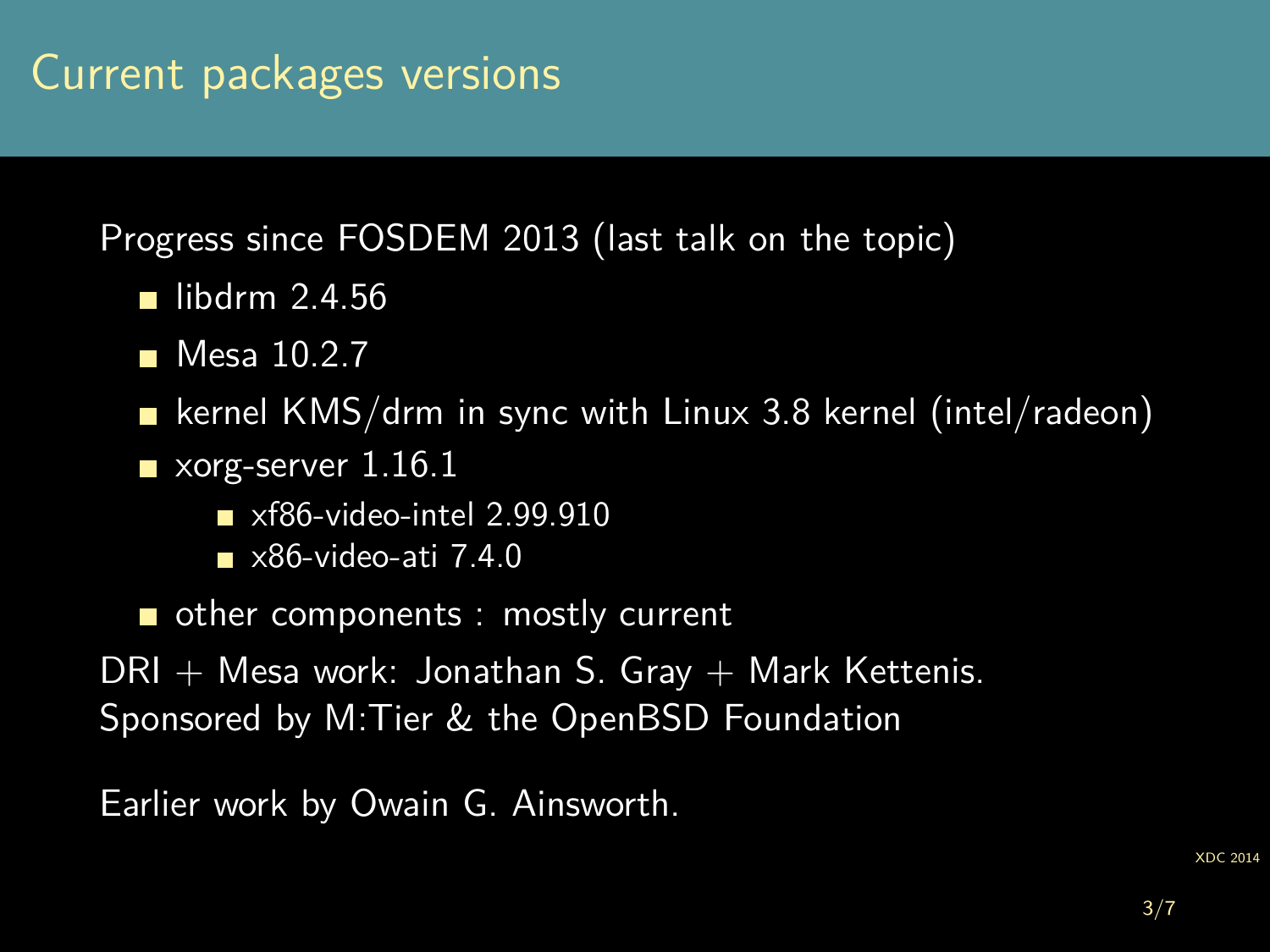# Current packages versions

Progress since FOSDEM 2013 (last talk on the topic)

- libdrm 2.4.56
- Mesa 10.2.7
- kernel KMS/drm in sync with Linux 3.8 kernel (intel/radeon)
- xorg-server 1.16.1
  - xf86-video-intel 2.99.910
  - x86-video-ati 7.4.0
- other components : mostly current

DRI + Mesa work: Jonathan S. Gray + Mark Kettenis.
Sponsored by M:Tier & the OpenBSD Foundation

Earlier work by Owain G. Ainsworth.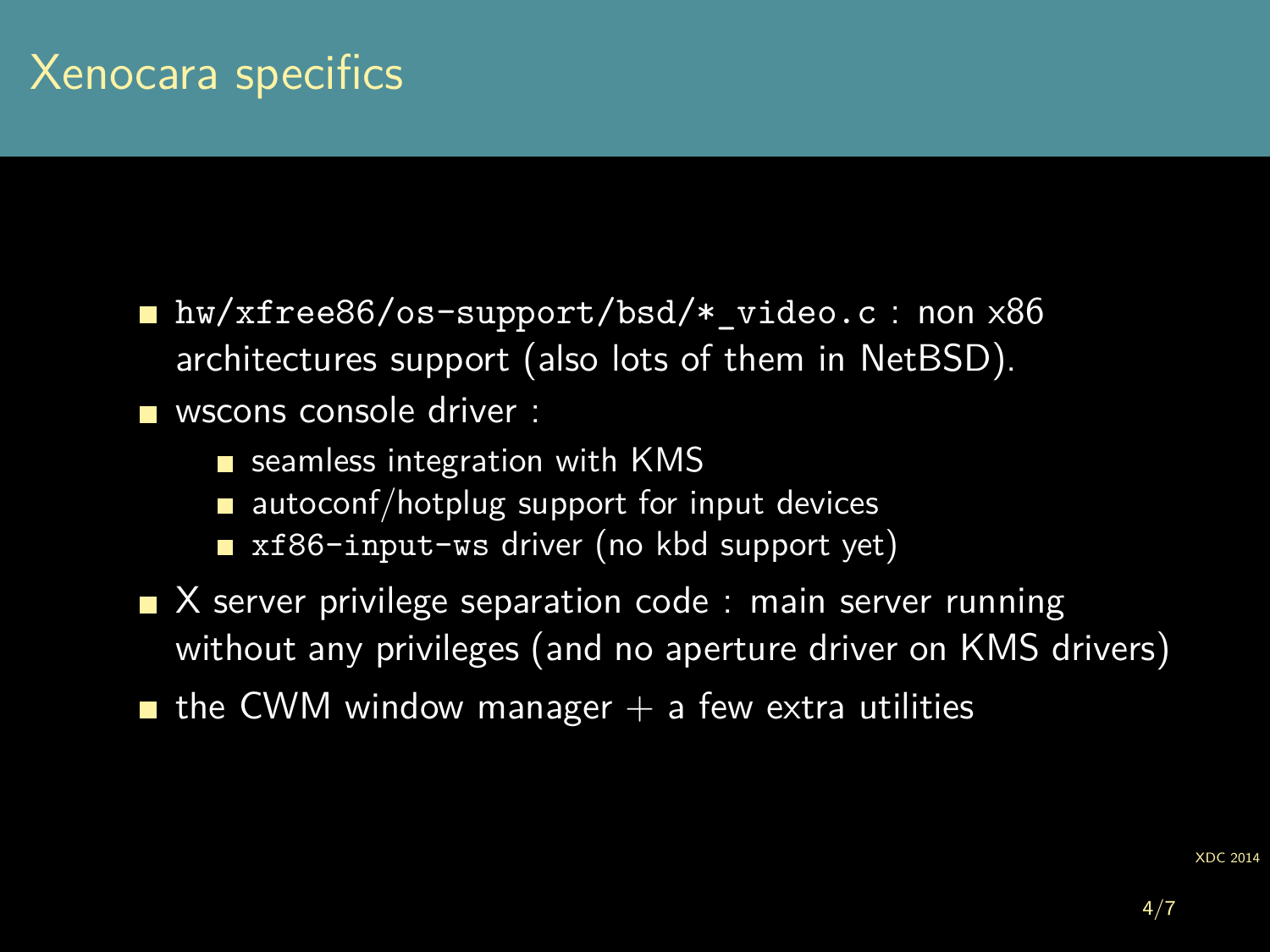# Xenocara specifics

- `hw/xfree86/os-support/bsd/*_video.c` : non x86 architectures support (also lots of them in NetBSD).
- wscons console driver :
  - seamless integration with KMS
  - autoconf/hotplug support for input devices
  - `xf86-input-ws` driver (no kbd support yet)
- X server privilege separation code : main server running without any privileges (and no aperture driver on KMS drivers)
- the CWM window manager + a few extra utilities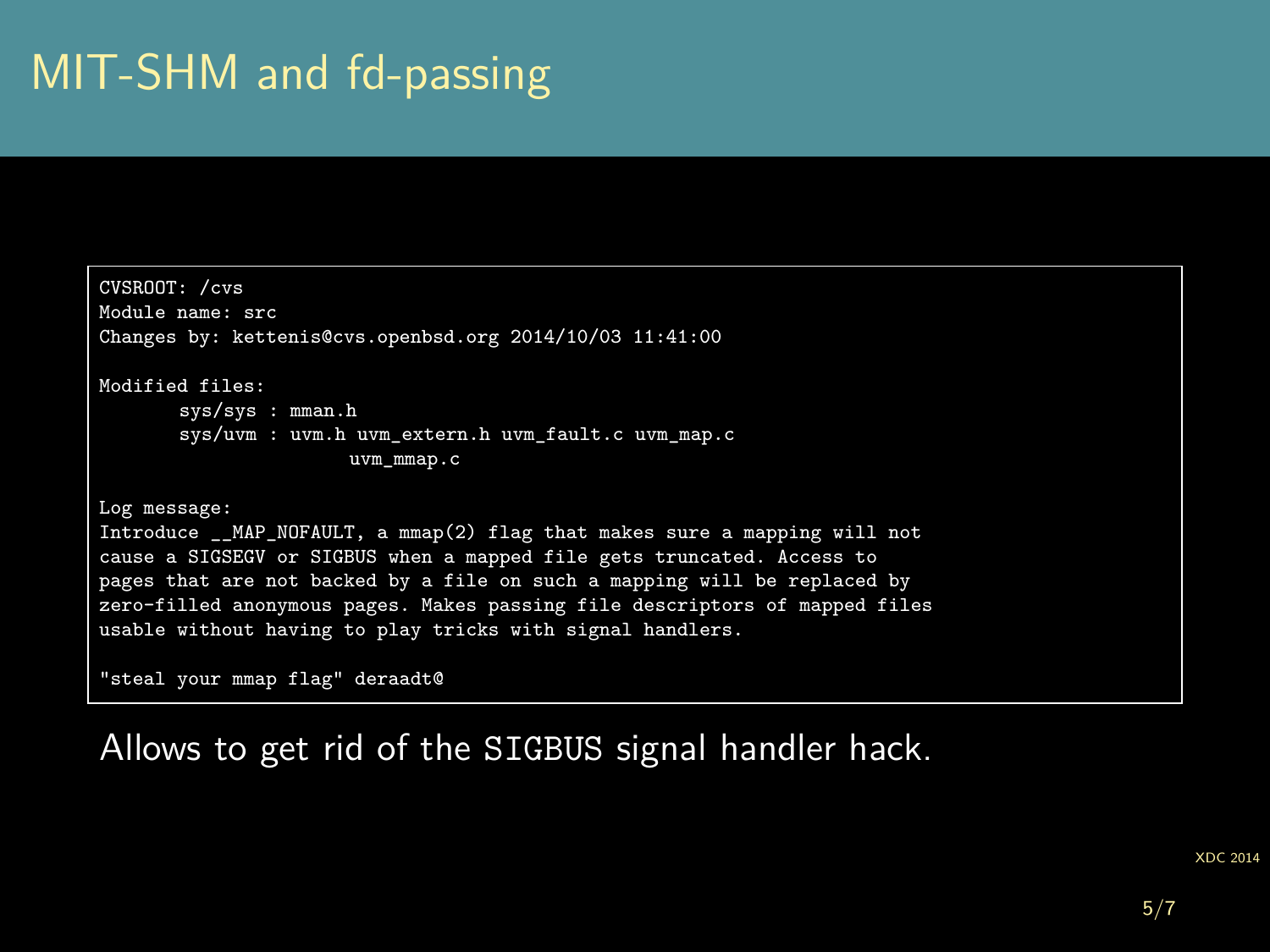# MIT-SHM and fd-passing

```
CVSROOT: /cvs
Module name: src
Changes by: kettenis@cvs.openbsd.org 2014/10/03 11:41:00

Modified files:
        sys/sys : mman.h
        sys/uvm : uvm.h uvm_extern.h uvm_fault.c uvm_map.c
                  uvm_mmap.c

Log message:
Introduce __MAP_NOFAULT, a mmap(2) flag that makes sure a mapping will not
cause a SIGSEGV or SIGBUS when a mapped file gets truncated. Access to
pages that are not backed by a file on such a mapping will be replaced by
zero-filled anonymous pages. Makes passing file descriptors of mapped files
usable without having to play tricks with signal handlers.

"steal your mmap flag" deraadt@
```

Allows to get rid of the `SIGBUS` signal handler hack.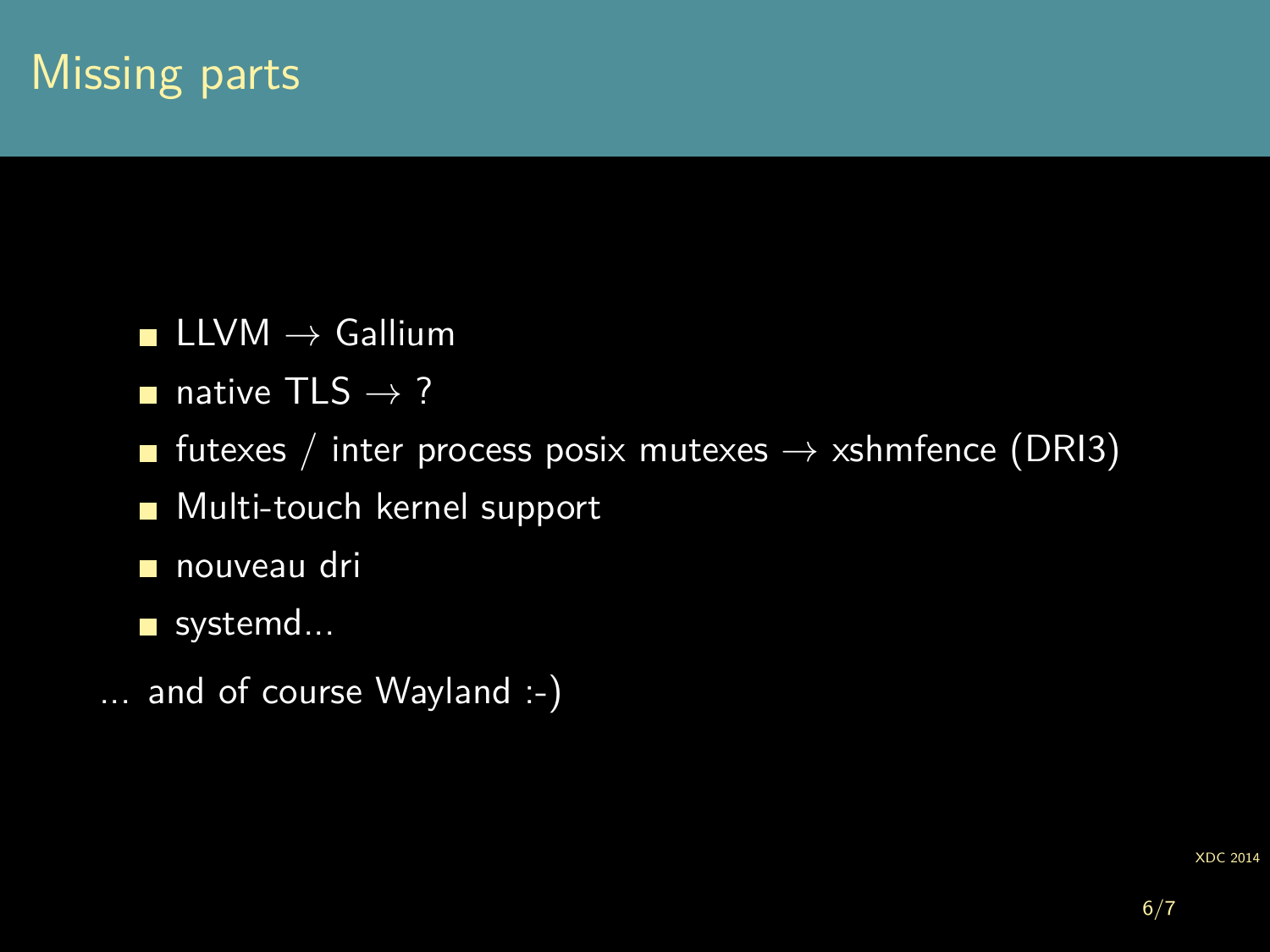# Missing parts

- LLVM → Gallium
- native TLS → ?
- futexes / inter process posix mutexes → xshmfence (DRI3)
- Multi-touch kernel support
- nouveau dri
- systemd...

... and of course Wayland :-)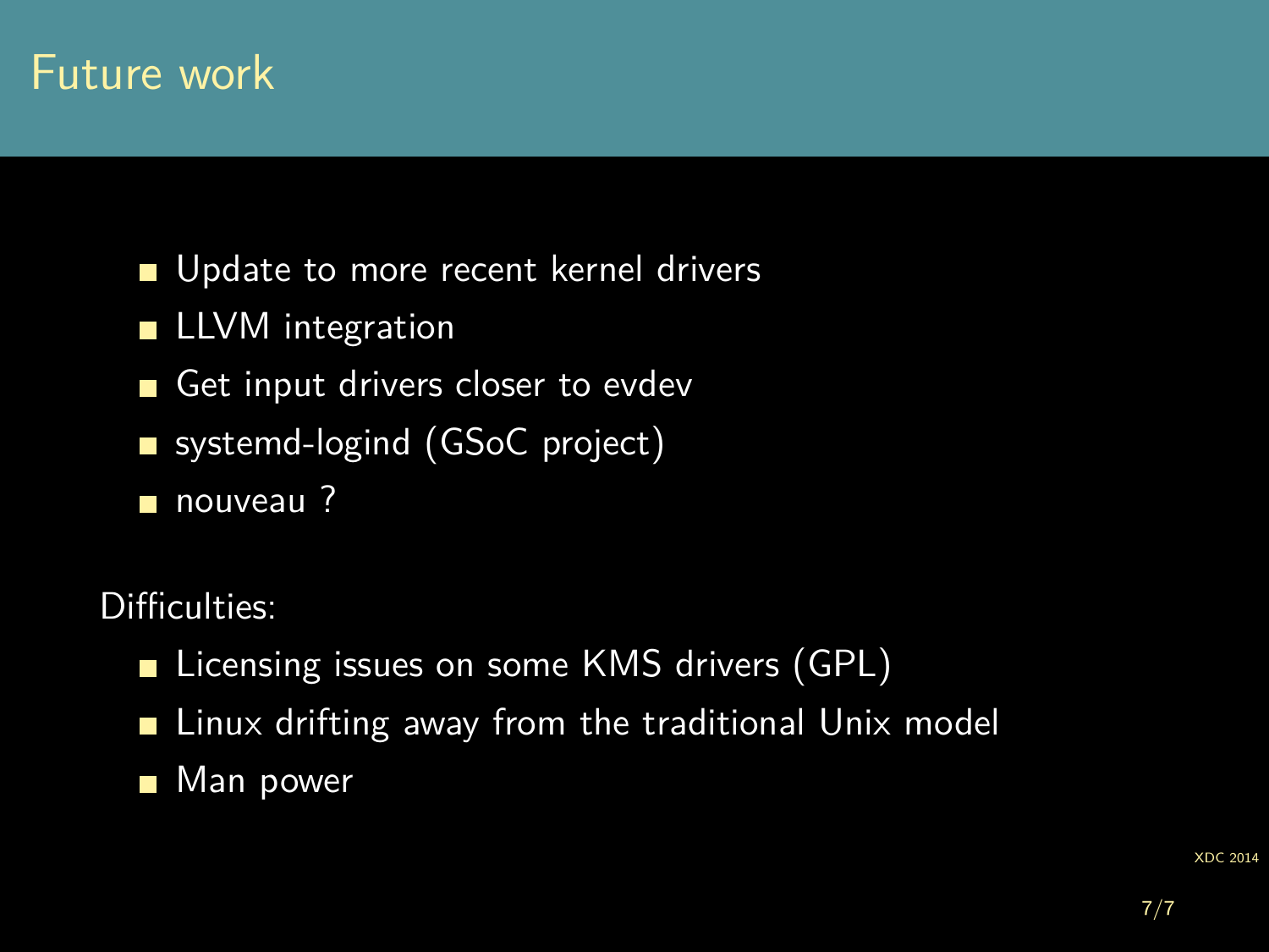# Future work

- Update to more recent kernel drivers
- LLVM integration
- Get input drivers closer to evdev
- systemd-logind (GSoC project)
- nouveau ?

Difficulties:

- Licensing issues on some KMS drivers (GPL)
- Linux drifting away from the traditional Unix model
- Man power